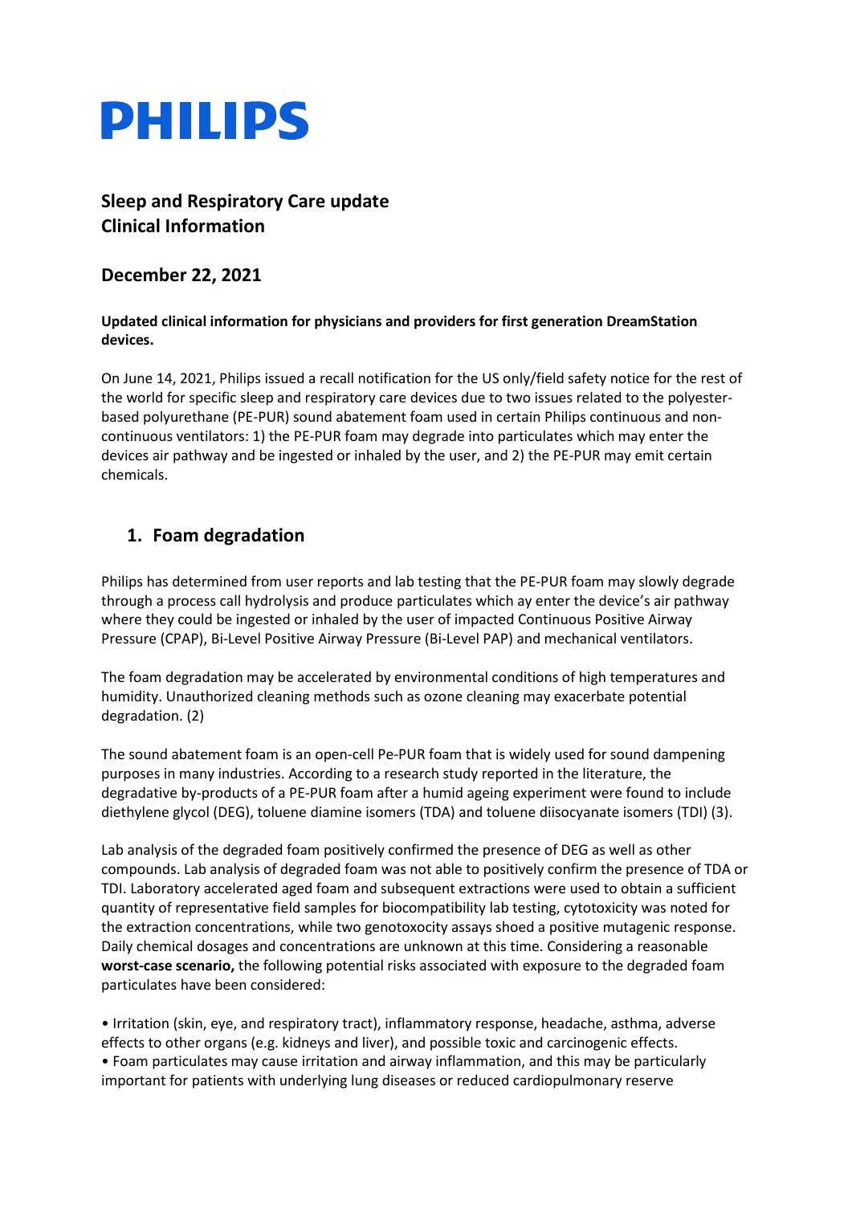# PHILIPS

## Sleep and Respiratory Care update
## Clinical Information

## December 22, 2021

**Updated clinical information for physicians and providers for first generation DreamStation devices.**

On June 14, 2021, Philips issued a recall notification for the US only/field safety notice for the rest of the world for specific sleep and respiratory care devices due to two issues related to the polyester-based polyurethane (PE-PUR) sound abatement foam used in certain Philips continuous and non-continuous ventilators: 1) the PE-PUR foam may degrade into particulates which may enter the devices air pathway and be ingested or inhaled by the user, and 2) the PE-PUR may emit certain chemicals.

### 1. Foam degradation

Philips has determined from user reports and lab testing that the PE-PUR foam may slowly degrade through a process call hydrolysis and produce particulates which ay enter the device's air pathway where they could be ingested or inhaled by the user of impacted Continuous Positive Airway Pressure (CPAP), Bi-Level Positive Airway Pressure (Bi-Level PAP) and mechanical ventilators.

The foam degradation may be accelerated by environmental conditions of high temperatures and humidity. Unauthorized cleaning methods such as ozone cleaning may exacerbate potential degradation. (2)

The sound abatement foam is an open-cell Pe-PUR foam that is widely used for sound dampening purposes in many industries. According to a research study reported in the literature, the degradative by-products of a PE-PUR foam after a humid ageing experiment were found to include diethylene glycol (DEG), toluene diamine isomers (TDA) and toluene diisocyanate isomers (TDI) (3).

Lab analysis of the degraded foam positively confirmed the presence of DEG as well as other compounds. Lab analysis of degraded foam was not able to positively confirm the presence of TDA or TDI. Laboratory accelerated aged foam and subsequent extractions were used to obtain a sufficient quantity of representative field samples for biocompatibility lab testing, cytotoxicity was noted for the extraction concentrations, while two genotoxocity assays shoed a positive mutagenic response. Daily chemical dosages and concentrations are unknown at this time. Considering a reasonable **worst-case scenario,** the following potential risks associated with exposure to the degraded foam particulates have been considered:

- Irritation (skin, eye, and respiratory tract), inflammatory response, headache, asthma, adverse effects to other organs (e.g. kidneys and liver), and possible toxic and carcinogenic effects.
- Foam particulates may cause irritation and airway inflammation, and this may be particularly important for patients with underlying lung diseases or reduced cardiopulmonary reserve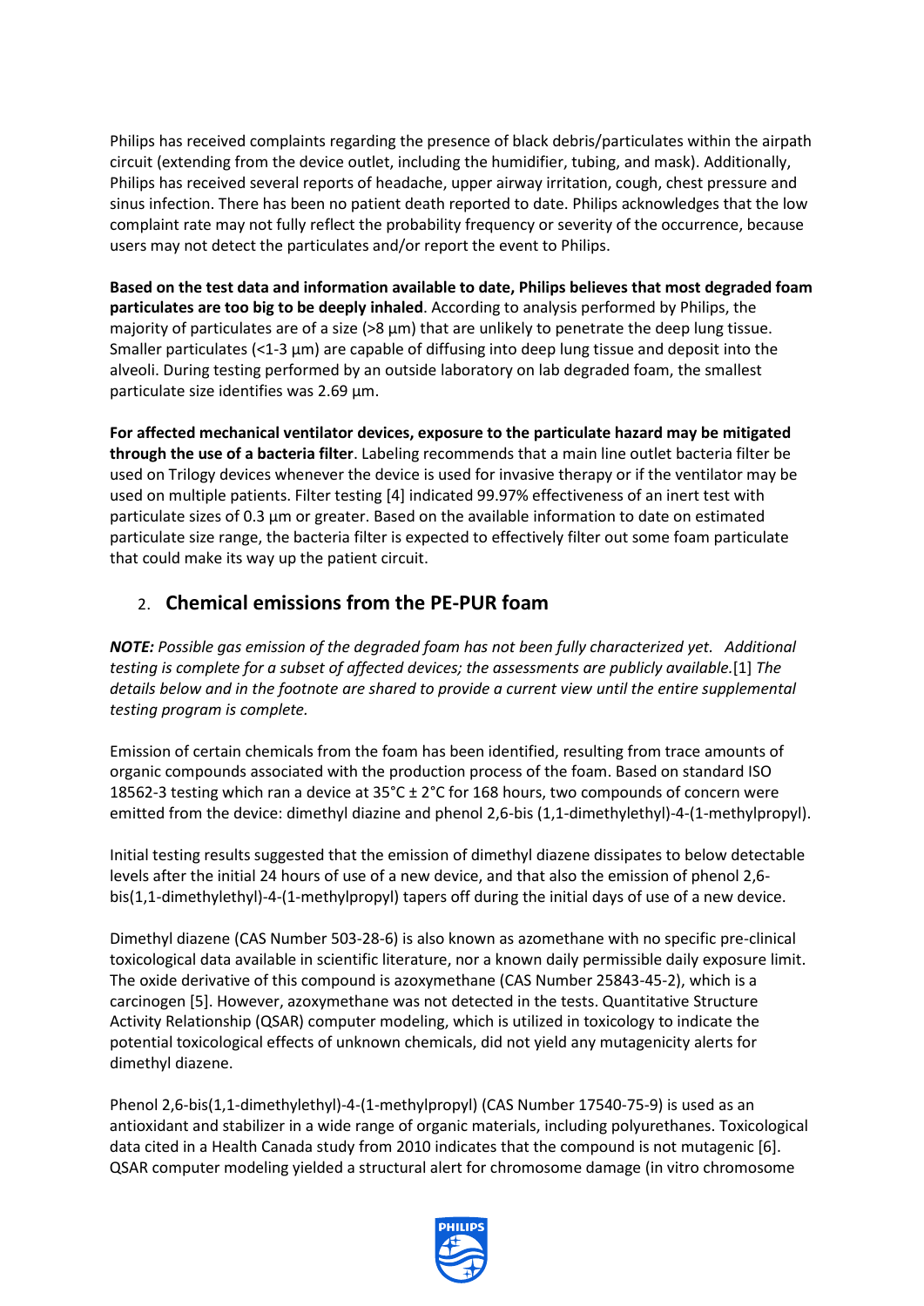Philips has received complaints regarding the presence of black debris/particulates within the airpath circuit (extending from the device outlet, including the humidifier, tubing, and mask). Additionally, Philips has received several reports of headache, upper airway irritation, cough, chest pressure and sinus infection. There has been no patient death reported to date. Philips acknowledges that the low complaint rate may not fully reflect the probability frequency or severity of the occurrence, because users may not detect the particulates and/or report the event to Philips.

**Based on the test data and information available to date, Philips believes that most degraded foam particulates are too big to be deeply inhaled**. According to analysis performed by Philips, the majority of particulates are of a size (>8 µm) that are unlikely to penetrate the deep lung tissue. Smaller particulates (<1-3 µm) are capable of diffusing into deep lung tissue and deposit into the alveoli. During testing performed by an outside laboratory on lab degraded foam, the smallest particulate size identifies was 2.69 µm.

**For affected mechanical ventilator devices, exposure to the particulate hazard may be mitigated through the use of a bacteria filter**. Labeling recommends that a main line outlet bacteria filter be used on Trilogy devices whenever the device is used for invasive therapy or if the ventilator may be used on multiple patients. Filter testing [4] indicated 99.97% effectiveness of an inert test with particulate sizes of 0.3 µm or greater. Based on the available information to date on estimated particulate size range, the bacteria filter is expected to effectively filter out some foam particulate that could make its way up the patient circuit.

## 2. Chemical emissions from the PE-PUR foam

***NOTE:*** *Possible gas emission of the degraded foam has not been fully characterized yet. Additional testing is complete for a subset of affected devices; the assessments are publicly available.*[1] *The details below and in the footnote are shared to provide a current view until the entire supplemental testing program is complete.*

Emission of certain chemicals from the foam has been identified, resulting from trace amounts of organic compounds associated with the production process of the foam. Based on standard ISO 18562-3 testing which ran a device at 35°C ± 2°C for 168 hours, two compounds of concern were emitted from the device: dimethyl diazine and phenol 2,6-bis (1,1-dimethylethyl)-4-(1-methylpropyl).

Initial testing results suggested that the emission of dimethyl diazene dissipates to below detectable levels after the initial 24 hours of use of a new device, and that also the emission of phenol 2,6-bis(1,1-dimethylethyl)-4-(1-methylpropyl) tapers off during the initial days of use of a new device.

Dimethyl diazene (CAS Number 503-28-6) is also known as azomethane with no specific pre-clinical toxicological data available in scientific literature, nor a known daily permissible daily exposure limit. The oxide derivative of this compound is azoxymethane (CAS Number 25843-45-2), which is a carcinogen [5]. However, azoxymethane was not detected in the tests. Quantitative Structure Activity Relationship (QSAR) computer modeling, which is utilized in toxicology to indicate the potential toxicological effects of unknown chemicals, did not yield any mutagenicity alerts for dimethyl diazene.

Phenol 2,6-bis(1,1-dimethylethyl)-4-(1-methylpropyl) (CAS Number 17540-75-9) is used as an antioxidant and stabilizer in a wide range of organic materials, including polyurethanes. Toxicological data cited in a Health Canada study from 2010 indicates that the compound is not mutagenic [6]. QSAR computer modeling yielded a structural alert for chromosome damage (in vitro chromosome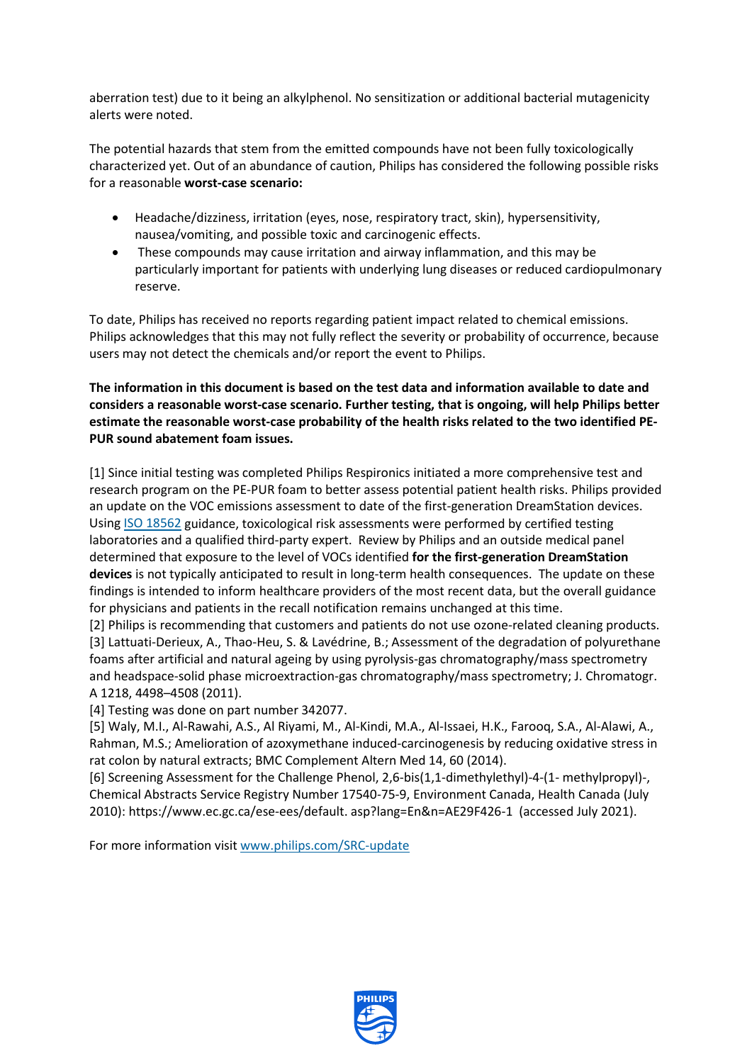aberration test) due to it being an alkylphenol. No sensitization or additional bacterial mutagenicity alerts were noted.

The potential hazards that stem from the emitted compounds have not been fully toxicologically characterized yet. Out of an abundance of caution, Philips has considered the following possible risks for a reasonable **worst-case scenario:**

- Headache/dizziness, irritation (eyes, nose, respiratory tract, skin), hypersensitivity, nausea/vomiting, and possible toxic and carcinogenic effects.
- These compounds may cause irritation and airway inflammation, and this may be particularly important for patients with underlying lung diseases or reduced cardiopulmonary reserve.

To date, Philips has received no reports regarding patient impact related to chemical emissions. Philips acknowledges that this may not fully reflect the severity or probability of occurrence, because users may not detect the chemicals and/or report the event to Philips.

**The information in this document is based on the test data and information available to date and considers a reasonable worst-case scenario. Further testing, that is ongoing, will help Philips better estimate the reasonable worst-case probability of the health risks related to the two identified PE-PUR sound abatement foam issues.**

[1] Since initial testing was completed Philips Respironics initiated a more comprehensive test and research program on the PE-PUR foam to better assess potential patient health risks. Philips provided an update on the VOC emissions assessment to date of the first-generation DreamStation devices. Using [ISO 18562](ISO 18562) guidance, toxicological risk assessments were performed by certified testing laboratories and a qualified third-party expert. Review by Philips and an outside medical panel determined that exposure to the level of VOCs identified **for the first-generation DreamStation devices** is not typically anticipated to result in long-term health consequences. The update on these findings is intended to inform healthcare providers of the most recent data, but the overall guidance for physicians and patients in the recall notification remains unchanged at this time.
[2] Philips is recommending that customers and patients do not use ozone-related cleaning products.
[3] Lattuati-Derieux, A., Thao-Heu, S. & Lavédrine, B.; Assessment of the degradation of polyurethane foams after artificial and natural ageing by using pyrolysis-gas chromatography/mass spectrometry and headspace-solid phase microextraction-gas chromatography/mass spectrometry; J. Chromatogr. A 1218, 4498–4508 (2011).
[4] Testing was done on part number 342077.
[5] Waly, M.I., Al-Rawahi, A.S., Al Riyami, M., Al-Kindi, M.A., Al-Issaei, H.K., Farooq, S.A., Al-Alawi, A., Rahman, M.S.; Amelioration of azoxymethane induced-carcinogenesis by reducing oxidative stress in rat colon by natural extracts; BMC Complement Altern Med 14, 60 (2014).
[6] Screening Assessment for the Challenge Phenol, 2,6-bis(1,1-dimethylethyl)-4-(1- methylpropyl)-, Chemical Abstracts Service Registry Number 17540-75-9, Environment Canada, Health Canada (July 2010): https://www.ec.gc.ca/ese-ees/default. asp?lang=En&n=AE29F426-1 (accessed July 2021).

For more information visit [www.philips.com/SRC-update](www.philips.com/SRC-update)